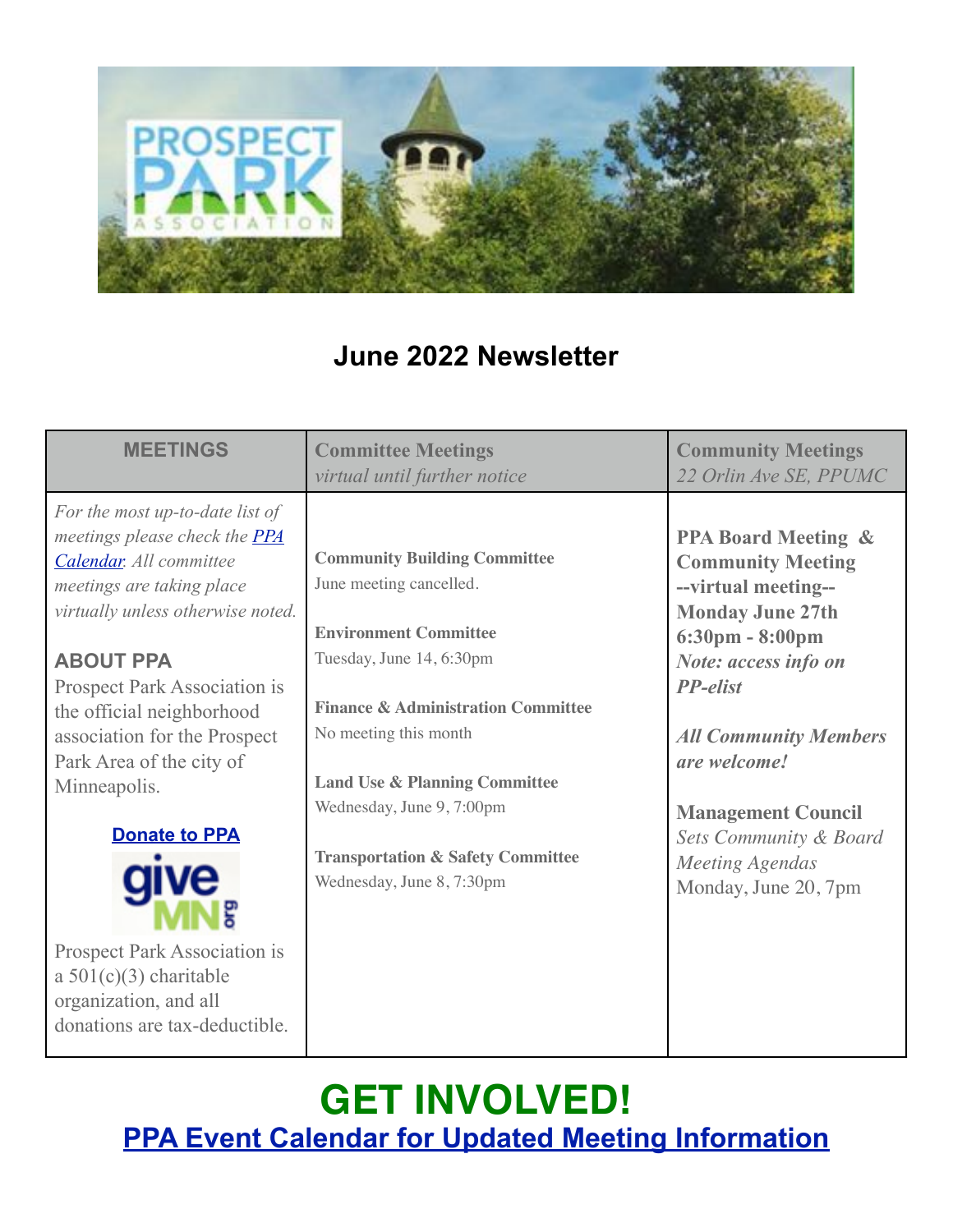# June 2022 Newsletter

| MEETINGS | Committee Meetings *virtual until further notice* | Community Meetings *22 Orlin Ave SE, PPUMC* |
| --- | --- | --- |
| *For the most up-to-date list of meetings please check the PPA Calendar. All committee meetings are taking place virtually unless otherwise noted.*<br><br>**ABOUT PPA**<br>Prospect Park Association is the official neighborhood association for the Prospect Park Area of the city of Minneapolis.<br><br>**Donate to PPA**<br><br>Prospect Park Association is a 501(c)(3) charitable organization, and all donations are tax-deductible. | **Community Building Committee**<br>June meeting cancelled.<br><br>**Environment Committee**<br>Tuesday, June 14, 6:30pm<br><br>**Finance & Administration Committee**<br>No meeting this month<br><br>**Land Use & Planning Committee**<br>Wednesday, June 9, 7:00pm<br><br>**Transportation & Safety Committee**<br>Wednesday, June 8, 7:30pm | **PPA Board Meeting & Community Meeting --virtual meeting-- Monday June 27th 6:30pm - 8:00pm**<br>***Note: access info on PP-elist***<br><br>***All Community Members are welcome!***<br><br>**Management Council**<br>*Sets Community & Board Meeting Agendas*<br>Monday, June 20, 7pm |

# GET INVOLVED!

## PPA Event Calendar for Updated Meeting Information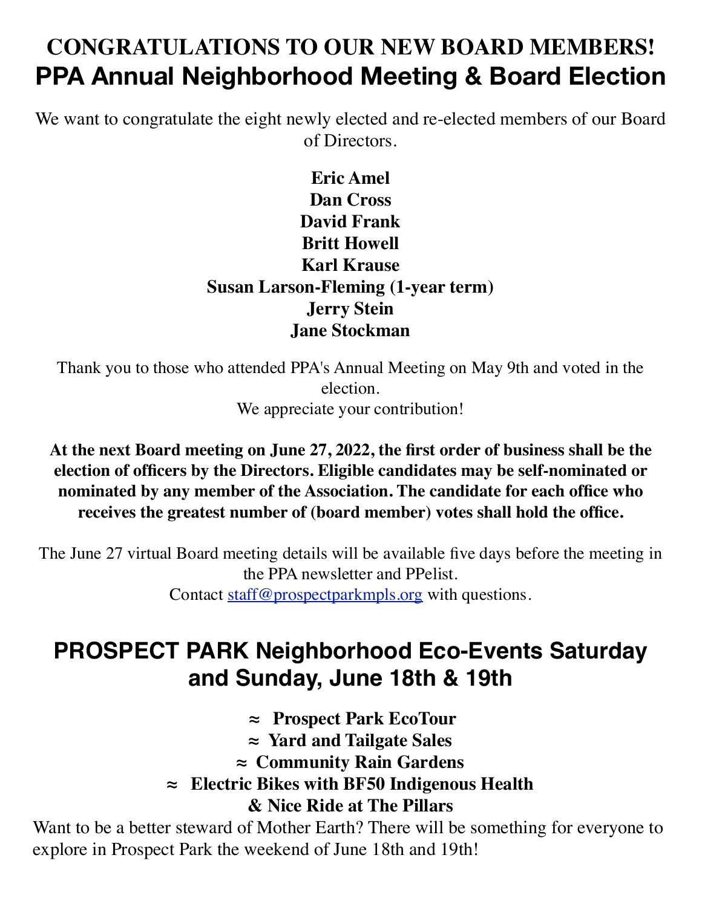# CONGRATULATIONS TO OUR NEW BOARD MEMBERS!

## PPA Annual Neighborhood Meeting & Board Election

We want to congratulate the eight newly elected and re-elected members of our Board of Directors.

**Eric Amel**
**Dan Cross**
**David Frank**
**Britt Howell**
**Karl Krause**
**Susan Larson-Fleming (1-year term)**
**Jerry Stein**
**Jane Stockman**

Thank you to those who attended PPA's Annual Meeting on May 9th and voted in the election.
We appreciate your contribution!

**At the next Board meeting on June 27, 2022, the first order of business shall be the election of officers by the Directors. Eligible candidates may be self-nominated or nominated by any member of the Association. The candidate for each office who receives the greatest number of (board member) votes shall hold the office.**

The June 27 virtual Board meeting details will be available five days before the meeting in the PPA newsletter and PPelist.
Contact staff@prospectparkmpls.org with questions.

## PROSPECT PARK Neighborhood Eco-Events Saturday and Sunday, June 18th & 19th

**≈ Prospect Park EcoTour**
**≈ Yard and Tailgate Sales**
**≈ Community Rain Gardens**
**≈ Electric Bikes with BF50 Indigenous Health & Nice Ride at The Pillars**

Want to be a better steward of Mother Earth? There will be something for everyone to explore in Prospect Park the weekend of June 18th and 19th!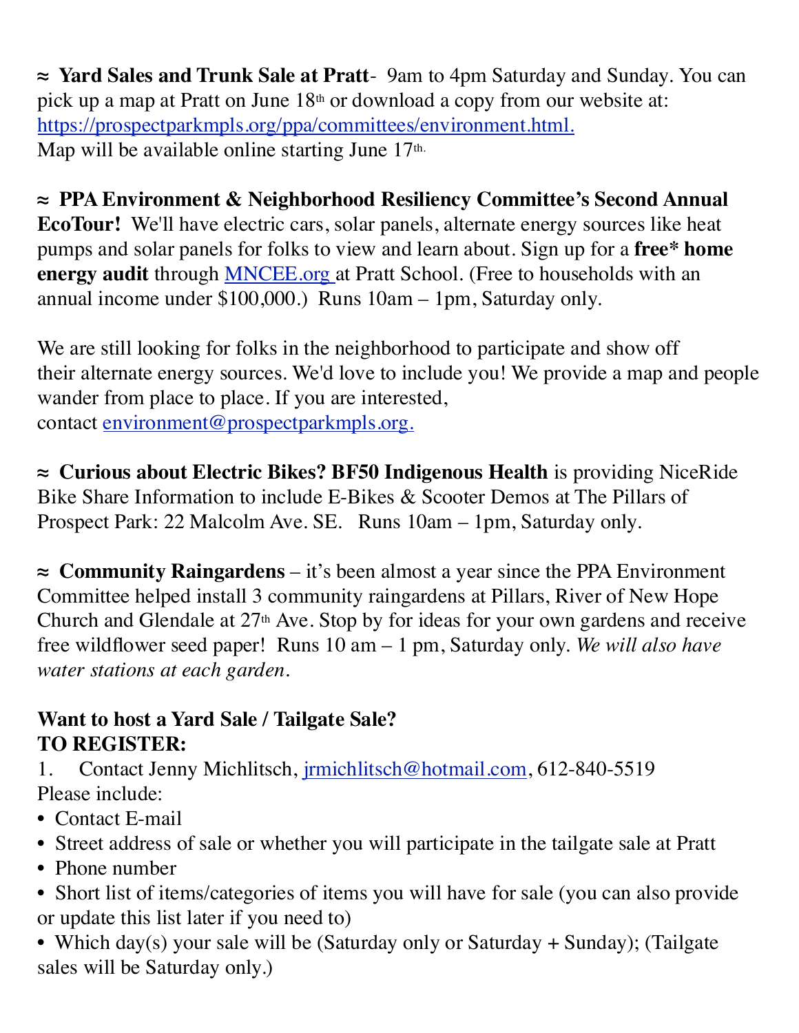≈ **Yard Sales and Trunk Sale at Pratt**- 9am to 4pm Saturday and Sunday. You can pick up a map at Pratt on June 18th or download a copy from our website at: https://prospectparkmpls.org/ppa/committees/environment.html. Map will be available online starting June 17th.

≈ **PPA Environment & Neighborhood Resiliency Committee's Second Annual EcoTour!** We'll have electric cars, solar panels, alternate energy sources like heat pumps and solar panels for folks to view and learn about. Sign up for a **free* home energy audit** through MNCEE.org at Pratt School. (Free to households with an annual income under $100,000.) Runs 10am – 1pm, Saturday only.

We are still looking for folks in the neighborhood to participate and show off their alternate energy sources. We'd love to include you! We provide a map and people wander from place to place. If you are interested, contact environment@prospectparkmpls.org.

≈ **Curious about Electric Bikes? BF50 Indigenous Health** is providing NiceRide Bike Share Information to include E-Bikes & Scooter Demos at The Pillars of Prospect Park: 22 Malcolm Ave. SE. Runs 10am – 1pm, Saturday only.

≈ **Community Raingardens** – it's been almost a year since the PPA Environment Committee helped install 3 community raingardens at Pillars, River of New Hope Church and Glendale at 27th Ave. Stop by for ideas for your own gardens and receive free wildflower seed paper! Runs 10 am – 1 pm, Saturday only. *We will also have water stations at each garden.*

**Want to host a Yard Sale / Tailgate Sale?**
**TO REGISTER:**

1. Contact Jenny Michlitsch, jrmichlitsch@hotmail.com, 612-840-5519

Please include:

- Contact E-mail
- Street address of sale or whether you will participate in the tailgate sale at Pratt
- Phone number
- Short list of items/categories of items you will have for sale (you can also provide or update this list later if you need to)
- Which day(s) your sale will be (Saturday only or Saturday + Sunday); (Tailgate sales will be Saturday only.)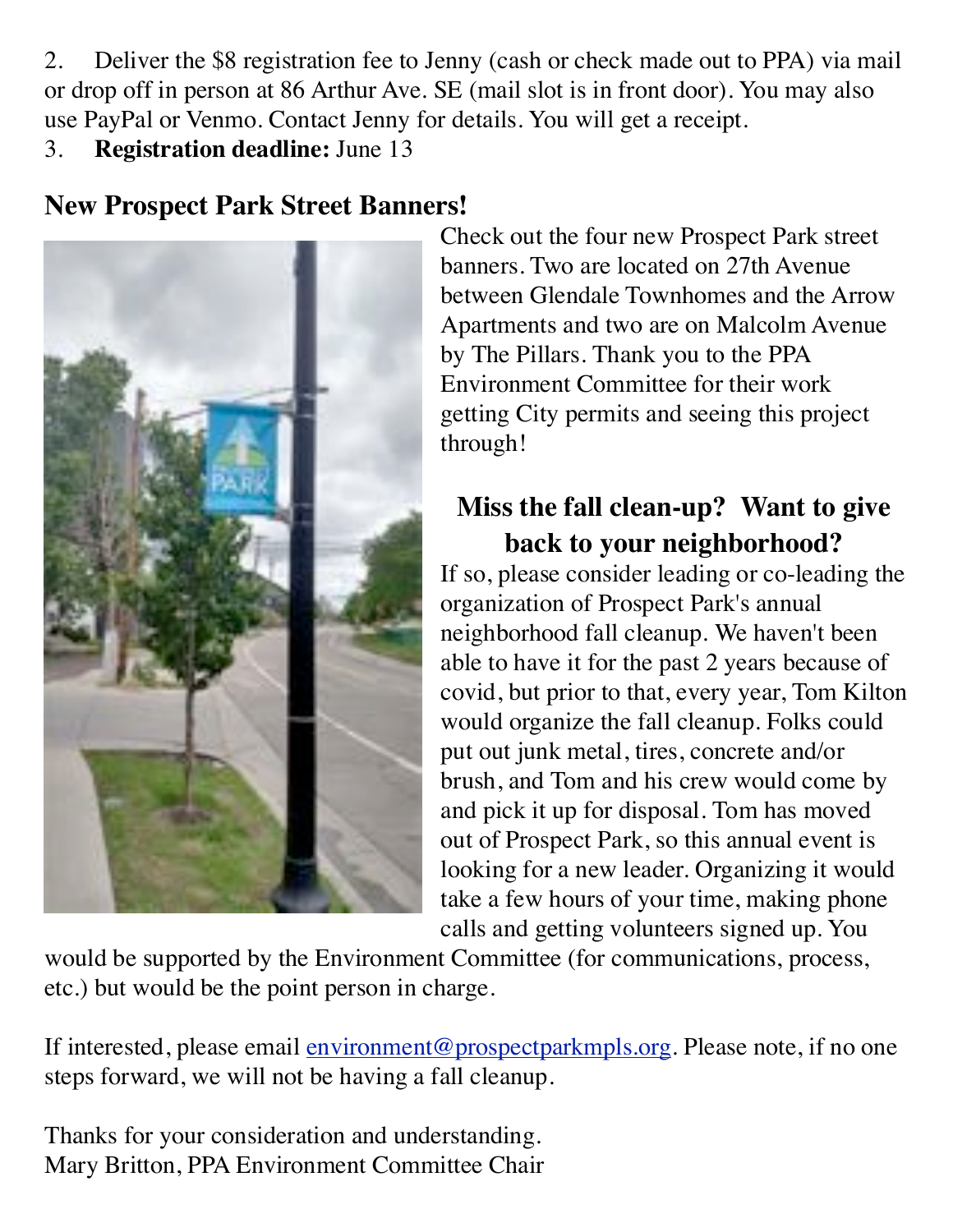2. Deliver the $8 registration fee to Jenny (cash or check made out to PPA) via mail or drop off in person at 86 Arthur Ave. SE (mail slot is in front door). You may also use PayPal or Venmo. Contact Jenny for details. You will get a receipt.
3. **Registration deadline:** June 13

## New Prospect Park Street Banners!

Check out the four new Prospect Park street banners. Two are located on 27th Avenue between Glendale Townhomes and the Arrow Apartments and two are on Malcolm Avenue by The Pillars. Thank you to the PPA Environment Committee for their work getting City permits and seeing this project through!

## Miss the fall clean-up? Want to give back to your neighborhood?

If so, please consider leading or co-leading the organization of Prospect Park's annual neighborhood fall cleanup. We haven't been able to have it for the past 2 years because of covid, but prior to that, every year, Tom Kilton would organize the fall cleanup. Folks could put out junk metal, tires, concrete and/or brush, and Tom and his crew would come by and pick it up for disposal. Tom has moved out of Prospect Park, so this annual event is looking for a new leader. Organizing it would take a few hours of your time, making phone calls and getting volunteers signed up. You would be supported by the Environment Committee (for communications, process, etc.) but would be the point person in charge.

If interested, please email environment@prospectparkmpls.org. Please note, if no one steps forward, we will not be having a fall cleanup.

Thanks for your consideration and understanding.
Mary Britton, PPA Environment Committee Chair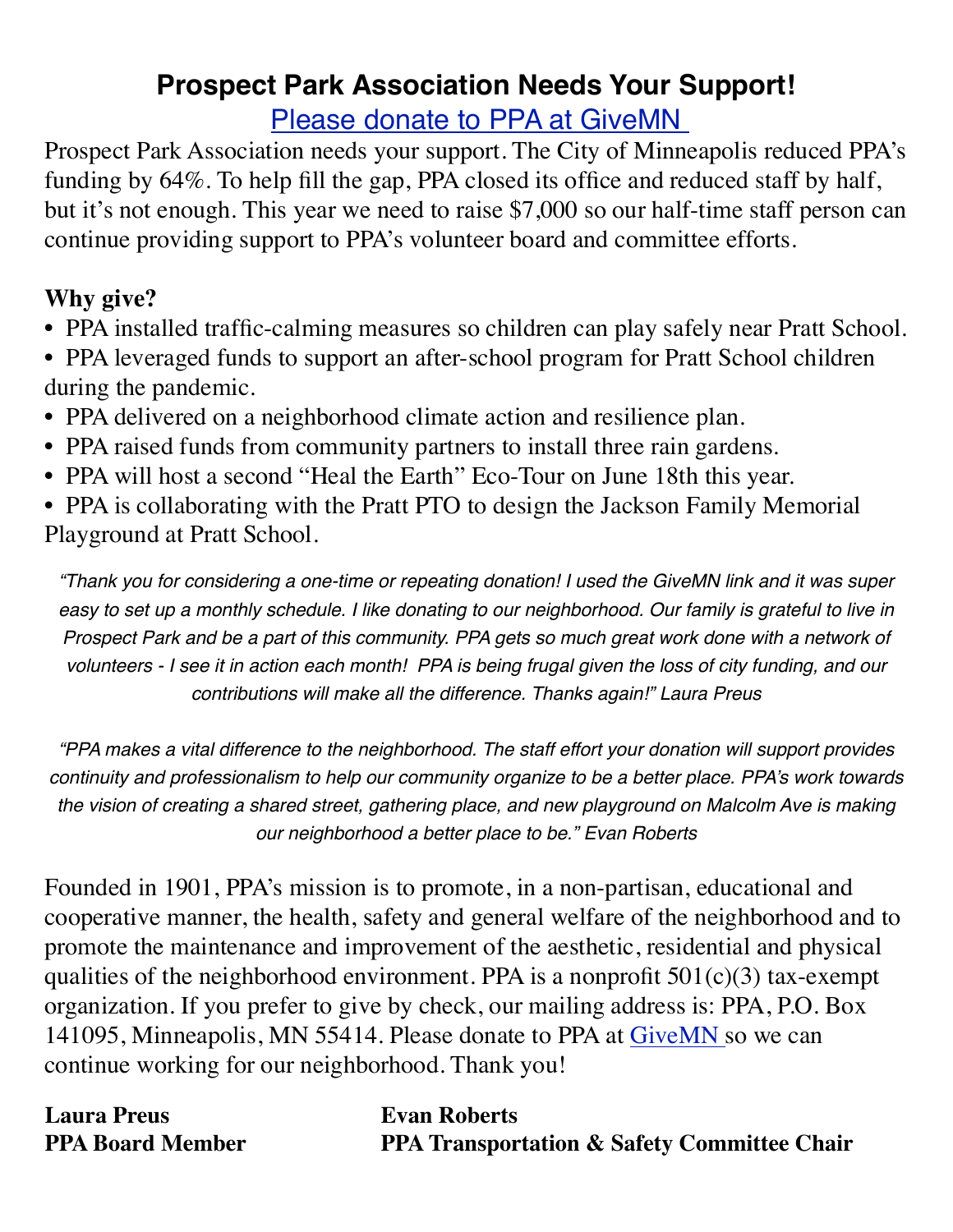# Prospect Park Association Needs Your Support!

## Please donate to PPA at GiveMN

Prospect Park Association needs your support. The City of Minneapolis reduced PPA's funding by 64%. To help fill the gap, PPA closed its office and reduced staff by half, but it's not enough. This year we need to raise $7,000 so our half-time staff person can continue providing support to PPA's volunteer board and committee efforts.

**Why give?**

- PPA installed traffic-calming measures so children can play safely near Pratt School.
- PPA leveraged funds to support an after-school program for Pratt School children during the pandemic.
- PPA delivered on a neighborhood climate action and resilience plan.
- PPA raised funds from community partners to install three rain gardens.
- PPA will host a second "Heal the Earth" Eco-Tour on June 18th this year.
- PPA is collaborating with the Pratt PTO to design the Jackson Family Memorial Playground at Pratt School.

*"Thank you for considering a one-time or repeating donation! I used the GiveMN link and it was super easy to set up a monthly schedule. I like donating to our neighborhood. Our family is grateful to live in Prospect Park and be a part of this community. PPA gets so much great work done with a network of volunteers - I see it in action each month! PPA is being frugal given the loss of city funding, and our contributions will make all the difference. Thanks again!" Laura Preus*

*"PPA makes a vital difference to the neighborhood. The staff effort your donation will support provides continuity and professionalism to help our community organize to be a better place. PPA's work towards the vision of creating a shared street, gathering place, and new playground on Malcolm Ave is making our neighborhood a better place to be." Evan Roberts*

Founded in 1901, PPA's mission is to promote, in a non-partisan, educational and cooperative manner, the health, safety and general welfare of the neighborhood and to promote the maintenance and improvement of the aesthetic, residential and physical qualities of the neighborhood environment. PPA is a nonprofit 501(c)(3) tax-exempt organization. If you prefer to give by check, our mailing address is: PPA, P.O. Box 141095, Minneapolis, MN 55414. Please donate to PPA at GiveMN so we can continue working for our neighborhood. Thank you!

**Laura Preus**
**PPA Board Member**

**Evan Roberts**
**PPA Transportation & Safety Committee Chair**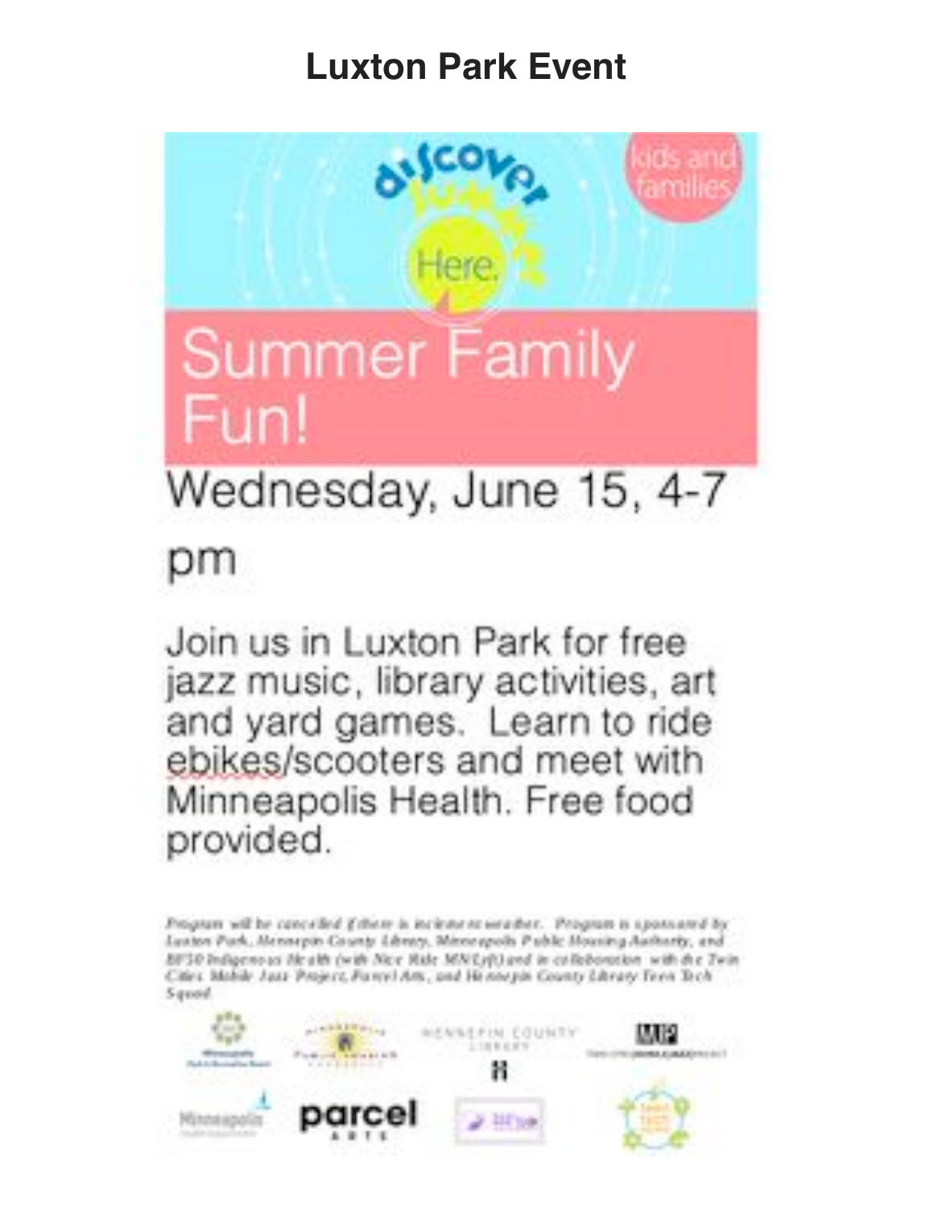# Luxton Park Event

discover Here.

kids and families

## Summer Family Fun!

### Wednesday, June 15, 4-7 pm

Join us in Luxton Park for free jazz music, library activities, art and yard games. Learn to ride ebikes/scooters and meet with Minneapolis Health. Free food provided.

Program will be cancelled if there is inclement weather. Program is sponsored by Luxton Park, Hennepin County Library, Minneapolis Public Housing Authority, and BF50 Indigenous Health (with Nice Ride MN/Lyft) and in collaboration with the Twin Cities Mobile Jazz Project, Parcel Arts, and Hennepin County Library Teen Tech Squad.

HENNEPIN COUNTY LIBRARY

parcel ARTS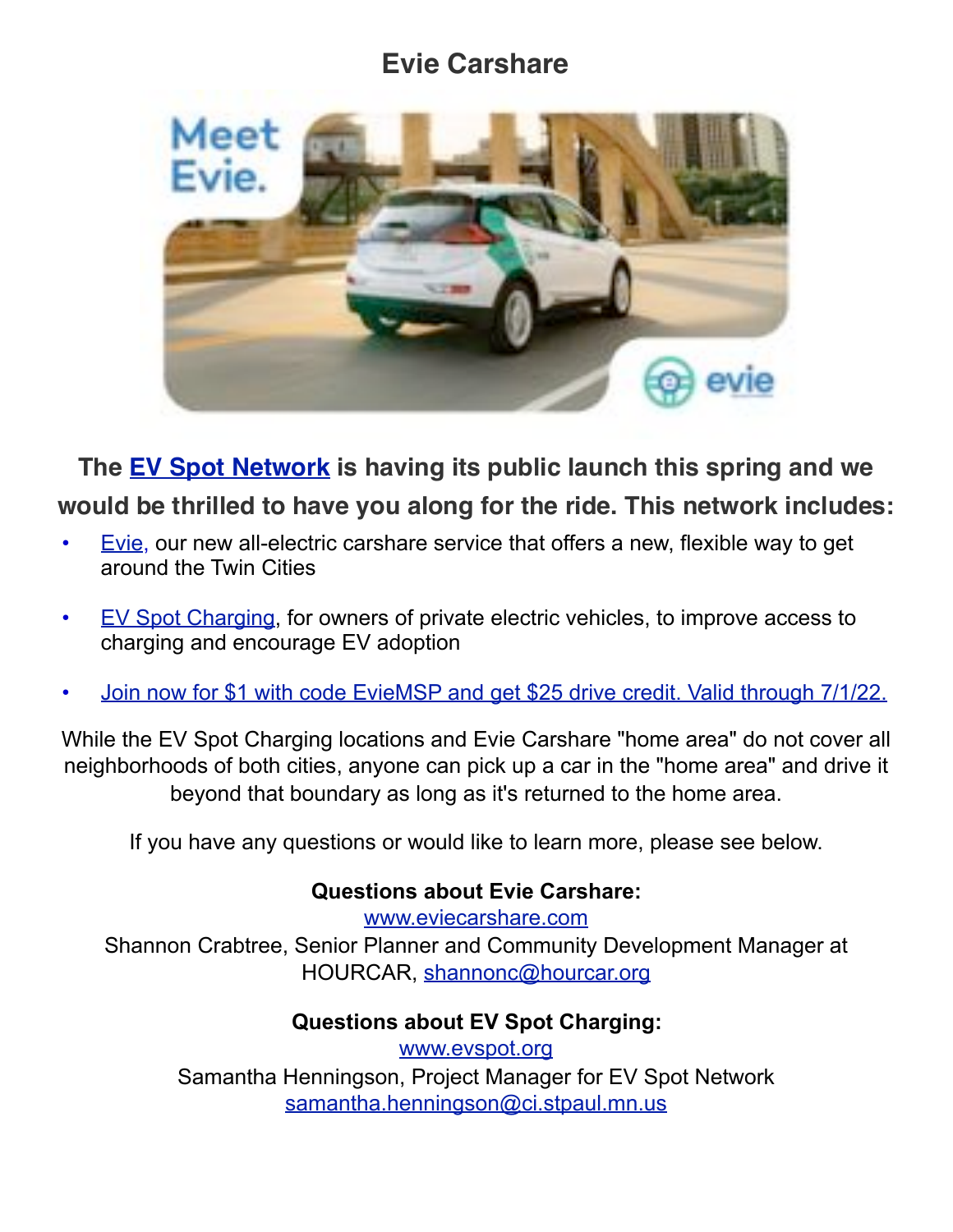# Evie Carshare

**The EV Spot Network is having its public launch this spring and we would be thrilled to have you along for the ride. This network includes:**

- Evie, our new all-electric carshare service that offers a new, flexible way to get around the Twin Cities
- EV Spot Charging, for owners of private electric vehicles, to improve access to charging and encourage EV adoption
- Join now for $1 with code EvieMSP and get $25 drive credit. Valid through 7/1/22.

While the EV Spot Charging locations and Evie Carshare "home area" do not cover all neighborhoods of both cities, anyone can pick up a car in the "home area" and drive it beyond that boundary as long as it's returned to the home area.

If you have any questions or would like to learn more, please see below.

**Questions about Evie Carshare:**
www.eviecarshare.com
Shannon Crabtree, Senior Planner and Community Development Manager at HOURCAR, shannonc@hourcar.org

**Questions about EV Spot Charging:**
www.evspot.org
Samantha Henningson, Project Manager for EV Spot Network
samantha.henningson@ci.stpaul.mn.us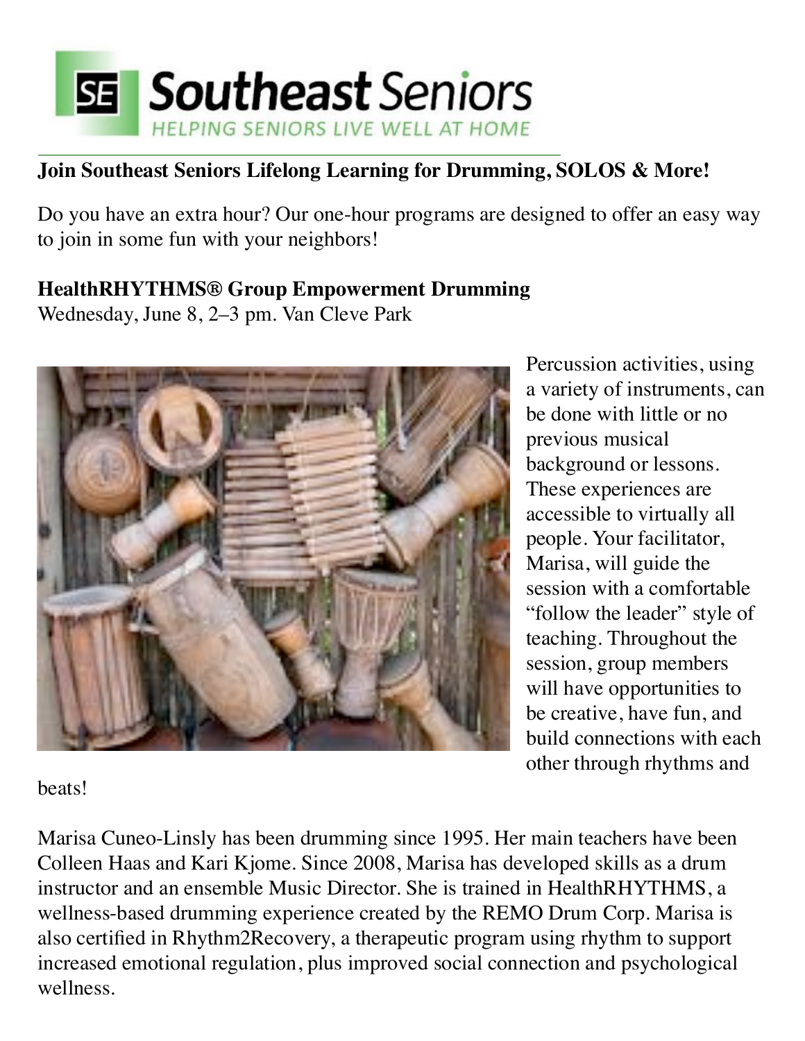**Southeast Seniors**
HELPING SENIORS LIVE WELL AT HOME

---

## Join Southeast Seniors Lifelong Learning for Drumming, SOLOS & More!

Do you have an extra hour? Our one-hour programs are designed to offer an easy way to join in some fun with your neighbors!

### HealthRHYTHMS® Group Empowerment Drumming

Wednesday, June 8, 2–3 pm. Van Cleve Park

Percussion activities, using a variety of instruments, can be done with little or no previous musical background or lessons. These experiences are accessible to virtually all people. Your facilitator, Marisa, will guide the session with a comfortable "follow the leader" style of teaching. Throughout the session, group members will have opportunities to be creative, have fun, and build connections with each other through rhythms and beats!

Marisa Cuneo-Linsly has been drumming since 1995. Her main teachers have been Colleen Haas and Kari Kjome. Since 2008, Marisa has developed skills as a drum instructor and an ensemble Music Director. She is trained in HealthRHYTHMS, a wellness-based drumming experience created by the REMO Drum Corp. Marisa is also certified in Rhythm2Recovery, a therapeutic program using rhythm to support increased emotional regulation, plus improved social connection and psychological wellness.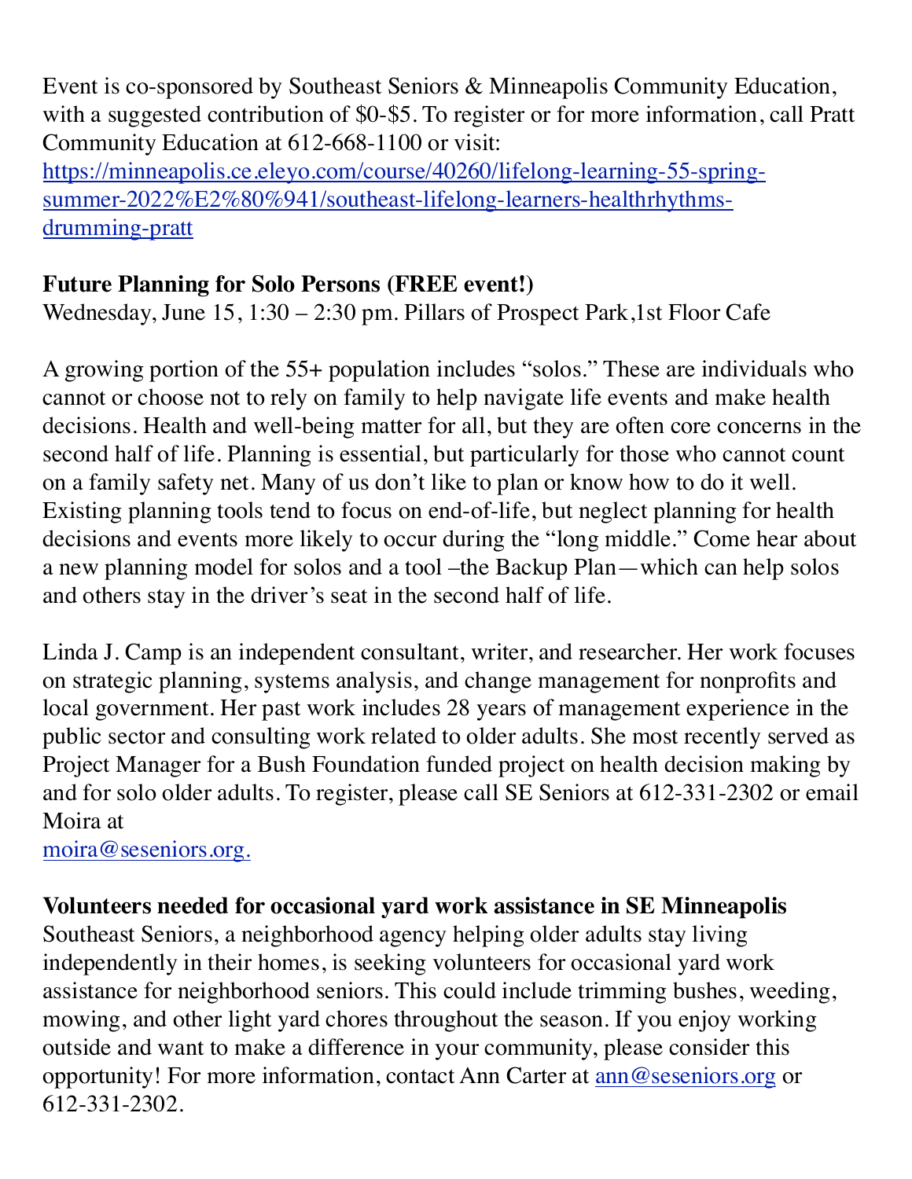Event is co-sponsored by Southeast Seniors & Minneapolis Community Education, with a suggested contribution of $0-$5. To register or for more information, call Pratt Community Education at 612-668-1100 or visit: https://minneapolis.ce.eleyo.com/course/40260/lifelong-learning-55-spring-summer-2022%E2%80%941/southeast-lifelong-learners-healthrhythms-drumming-pratt

**Future Planning for Solo Persons (FREE event!)**
Wednesday, June 15, 1:30 – 2:30 pm. Pillars of Prospect Park,1st Floor Cafe

A growing portion of the 55+ population includes "solos." These are individuals who cannot or choose not to rely on family to help navigate life events and make health decisions. Health and well-being matter for all, but they are often core concerns in the second half of life. Planning is essential, but particularly for those who cannot count on a family safety net. Many of us don't like to plan or know how to do it well. Existing planning tools tend to focus on end-of-life, but neglect planning for health decisions and events more likely to occur during the "long middle." Come hear about a new planning model for solos and a tool –the Backup Plan—which can help solos and others stay in the driver's seat in the second half of life.

Linda J. Camp is an independent consultant, writer, and researcher. Her work focuses on strategic planning, systems analysis, and change management for nonprofits and local government. Her past work includes 28 years of management experience in the public sector and consulting work related to older adults. She most recently served as Project Manager for a Bush Foundation funded project on health decision making by and for solo older adults. To register, please call SE Seniors at 612-331-2302 or email Moira at moira@seseniors.org.

**Volunteers needed for occasional yard work assistance in SE Minneapolis**
Southeast Seniors, a neighborhood agency helping older adults stay living independently in their homes, is seeking volunteers for occasional yard work assistance for neighborhood seniors. This could include trimming bushes, weeding, mowing, and other light yard chores throughout the season. If you enjoy working outside and want to make a difference in your community, please consider this opportunity! For more information, contact Ann Carter at ann@seseniors.org or 612-331-2302.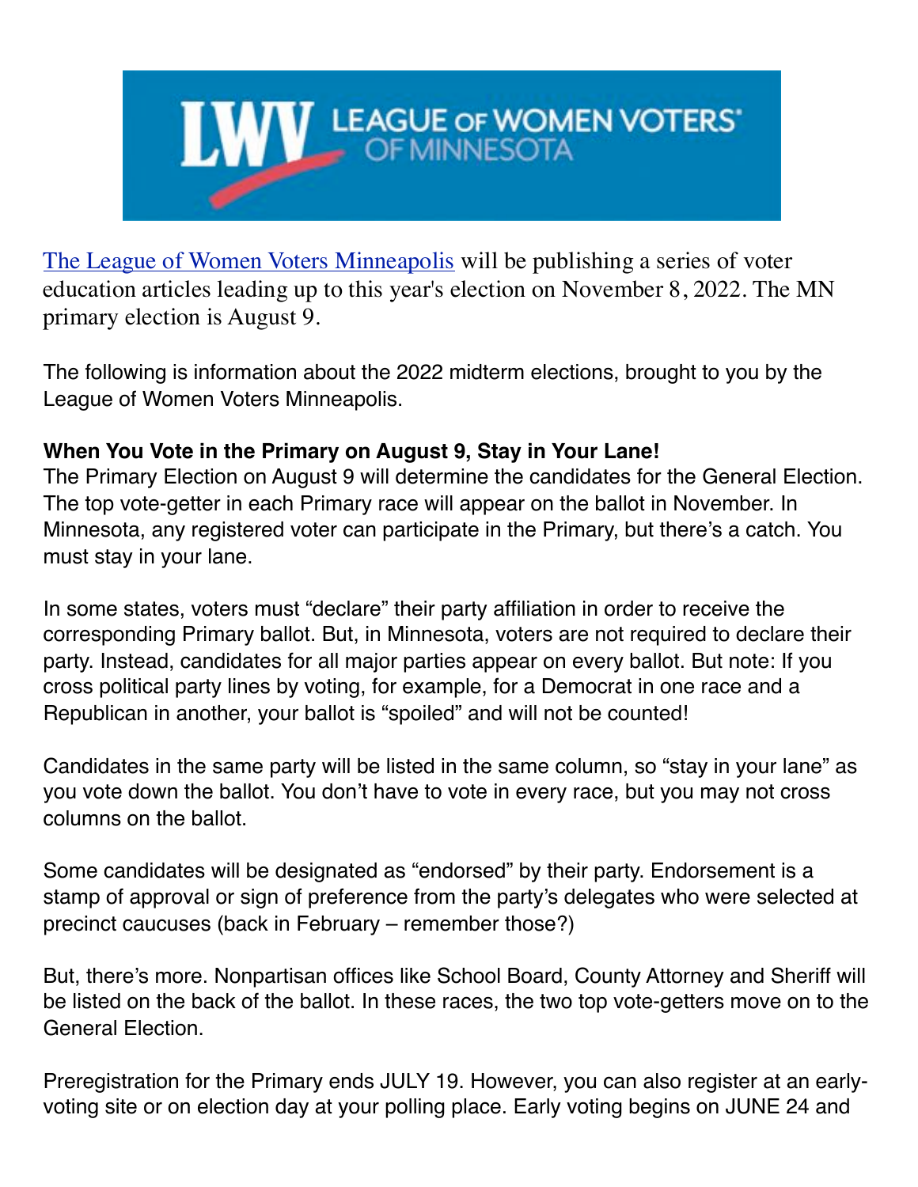[The League of Women Voters Minneapolis](#) will be publishing a series of voter education articles leading up to this year's election on November 8, 2022. The MN primary election is August 9.

The following is information about the 2022 midterm elections, brought to you by the League of Women Voters Minneapolis.

**When You Vote in the Primary on August 9, Stay in Your Lane!**

The Primary Election on August 9 will determine the candidates for the General Election. The top vote-getter in each Primary race will appear on the ballot in November. In Minnesota, any registered voter can participate in the Primary, but there's a catch. You must stay in your lane.

In some states, voters must "declare" their party affiliation in order to receive the corresponding Primary ballot. But, in Minnesota, voters are not required to declare their party. Instead, candidates for all major parties appear on every ballot. But note: If you cross political party lines by voting, for example, for a Democrat in one race and a Republican in another, your ballot is "spoiled" and will not be counted!

Candidates in the same party will be listed in the same column, so "stay in your lane" as you vote down the ballot. You don't have to vote in every race, but you may not cross columns on the ballot.

Some candidates will be designated as "endorsed" by their party. Endorsement is a stamp of approval or sign of preference from the party's delegates who were selected at precinct caucuses (back in February – remember those?)

But, there's more. Nonpartisan offices like School Board, County Attorney and Sheriff will be listed on the back of the ballot. In these races, the two top vote-getters move on to the General Election.

Preregistration for the Primary ends JULY 19. However, you can also register at an early-voting site or on election day at your polling place. Early voting begins on JUNE 24 and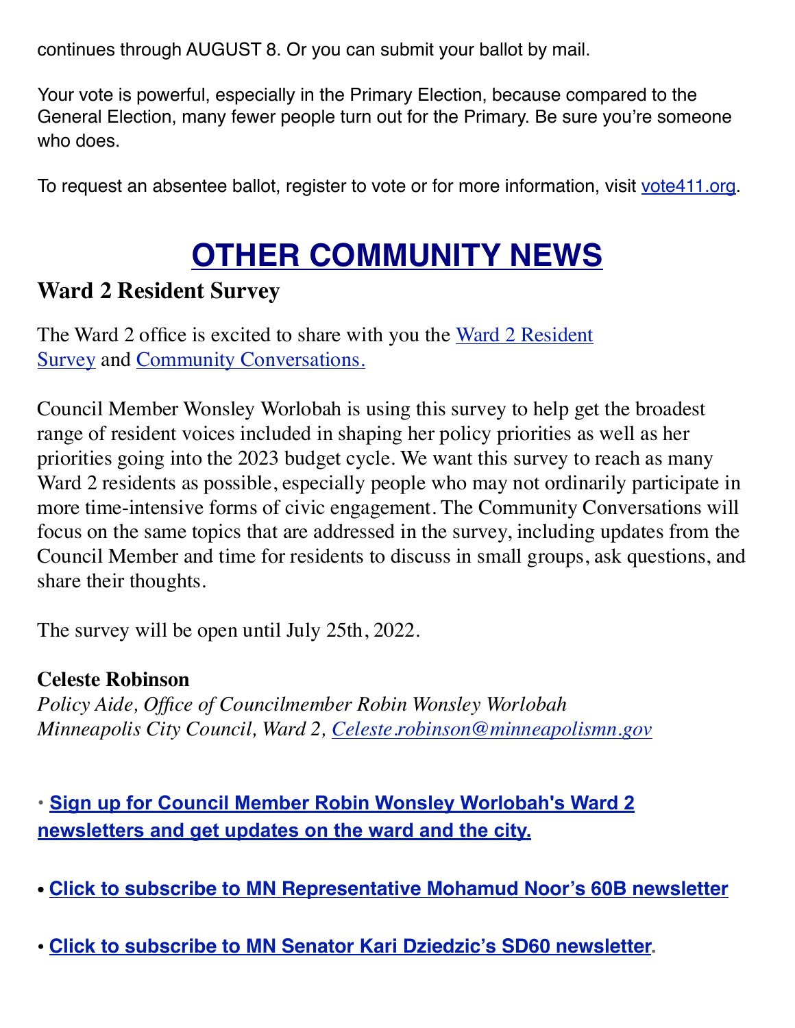continues through AUGUST 8. Or you can submit your ballot by mail.

Your vote is powerful, especially in the Primary Election, because compared to the General Election, many fewer people turn out for the Primary. Be sure you're someone who does.

To request an absentee ballot, register to vote or for more information, visit [vote411.org](vote411.org).

# OTHER COMMUNITY NEWS

## Ward 2 Resident Survey

The Ward 2 office is excited to share with you the Ward 2 Resident Survey and Community Conversations.

Council Member Wonsley Worlobah is using this survey to help get the broadest range of resident voices included in shaping her policy priorities as well as her priorities going into the 2023 budget cycle. We want this survey to reach as many Ward 2 residents as possible, especially people who may not ordinarily participate in more time-intensive forms of civic engagement. The Community Conversations will focus on the same topics that are addressed in the survey, including updates from the Council Member and time for residents to discuss in small groups, ask questions, and share their thoughts.

The survey will be open until July 25th, 2022.

**Celeste Robinson**
*Policy Aide, Office of Councilmember Robin Wonsley Worlobah*
*Minneapolis City Council, Ward 2, Celeste.robinson@minneapolismn.gov*

- **Sign up for Council Member Robin Wonsley Worlobah's Ward 2 newsletters and get updates on the ward and the city.**

- **Click to subscribe to MN Representative Mohamud Noor's 60B newsletter**

- **Click to subscribe to MN Senator Kari Dziedzic's SD60 newsletter.**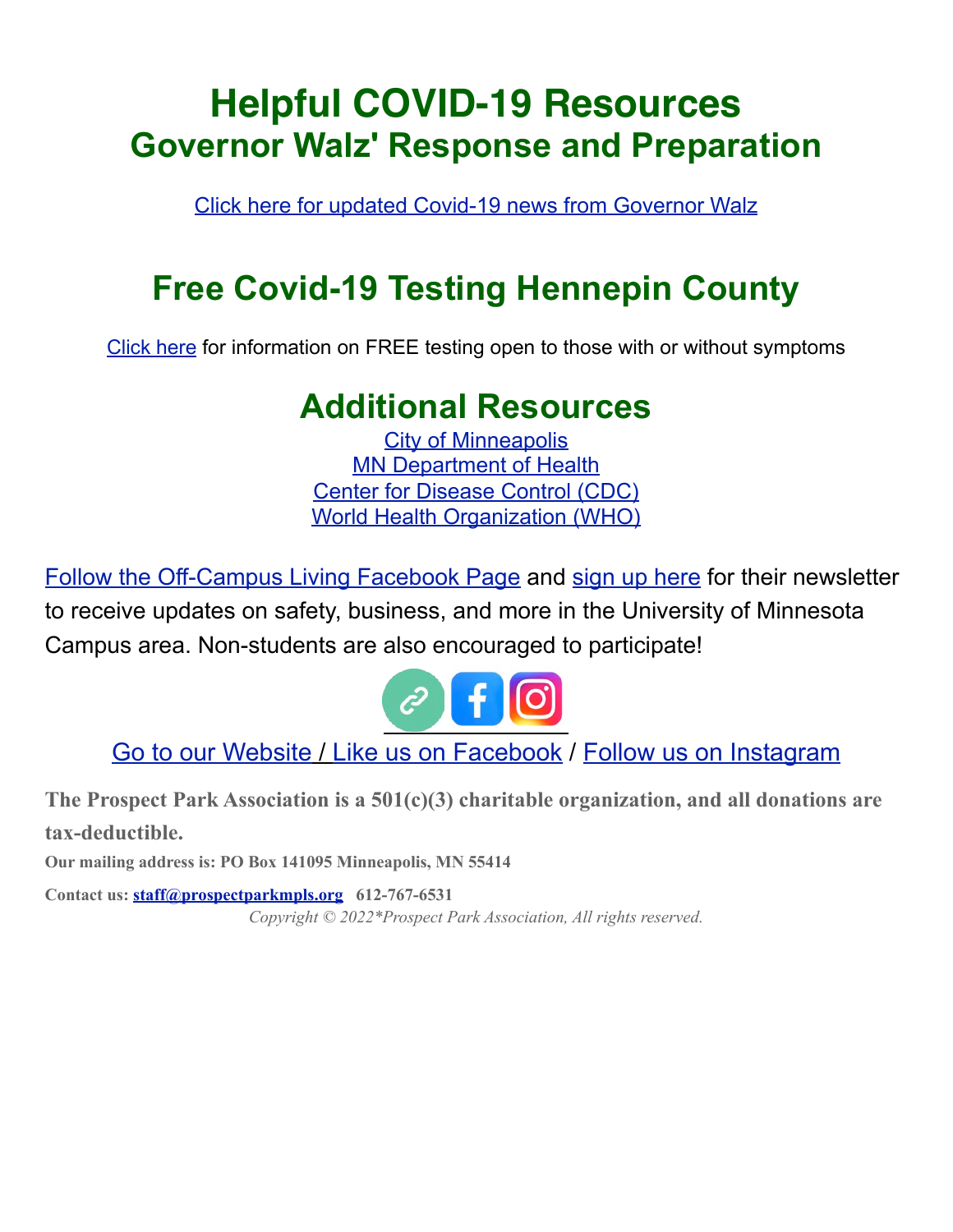# Helpful COVID-19 Resources
## Governor Walz' Response and Preparation

Click here for updated Covid-19 news from Governor Walz

# Free Covid-19 Testing Hennepin County

Click here for information on FREE testing open to those with or without symptoms

# Additional Resources

City of Minneapolis
MN Department of Health
Center for Disease Control (CDC)
World Health Organization (WHO)

Follow the Off-Campus Living Facebook Page and sign up here for their newsletter to receive updates on safety, business, and more in the University of Minnesota Campus area. Non-students are also encouraged to participate!

Go to our Website / Like us on Facebook / Follow us on Instagram

**The Prospect Park Association is a 501(c)(3) charitable organization, and all donations are tax-deductible.**

**Our mailing address is: PO Box 141095 Minneapolis, MN 55414**

**Contact us: staff@prospectparkmpls.org 612-767-6531**

*Copyright © 2022*Prospect Park Association, All rights reserved.*